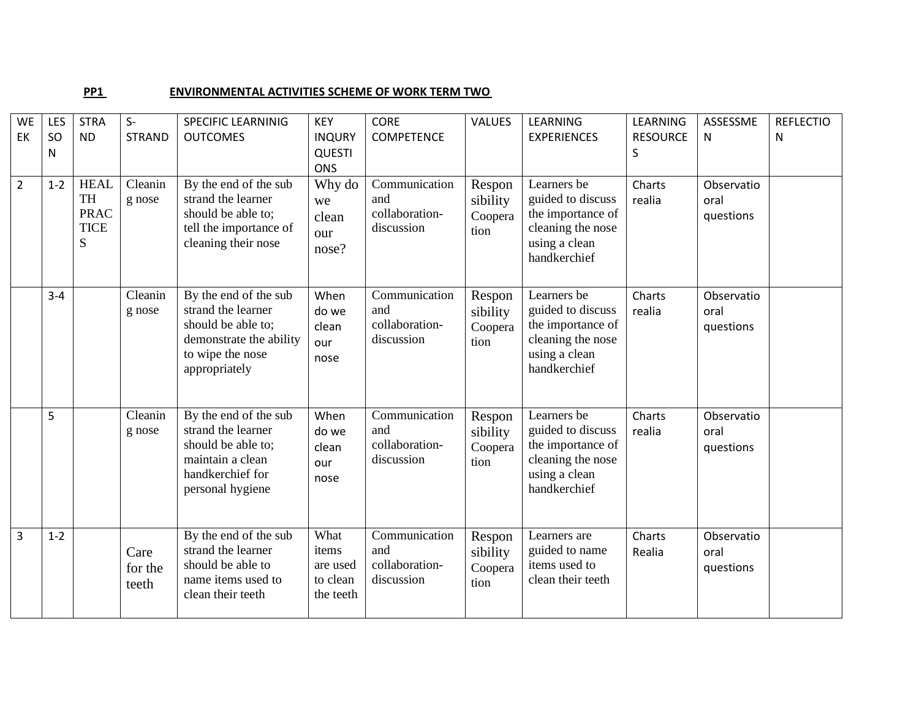**PP1** **ENVIRONMENTAL ACTIVITIES SCHEME OF WORK TERM TWO**

| WEEK | LESSON | STRAND | S-STRAND | SPECIFIC LEARNINIG OUTCOMES | KEY INQURY QUESTIONS | CORE COMPETENCE | VALUES | LEARNING EXPERIENCES | LEARNING RESOURCES | ASSESSMEN | REFLECTION |
|---|---|---|---|---|---|---|---|---|---|---|---|
| 2 | 1-2 | HEALTH PRACTICES | Cleaning nose | By the end of the sub strand the learner should be able to; tell the importance of cleaning their nose | Why do we clean our nose? | Communication and collaboration-discussion | Responsibility Cooperation | Learners be guided to discuss the importance of cleaning the nose using a clean handkerchief | Charts realia | Observatio oral questions | |
| | 3-4 | | Cleaning nose | By the end of the sub strand the learner should be able to; demonstrate the ability to wipe the nose appropriately | When do we clean our nose | Communication and collaboration-discussion | Responsibility Cooperation | Learners be guided to discuss the importance of cleaning the nose using a clean handkerchief | Charts realia | Observatio oral questions | |
| | 5 | | Cleaning nose | By the end of the sub strand the learner should be able to; maintain a clean handkerchief for personal hygiene | When do we clean our nose | Communication and collaboration-discussion | Responsibility Cooperation | Learners be guided to discuss the importance of cleaning the nose using a clean handkerchief | Charts realia | Observatio oral questions | |
| 3 | 1-2 | | Care for the teeth | By the end of the sub strand the learner should be able to name items used to clean their teeth | What items are used to clean the teeth | Communication and collaboration-discussion | Responsibility Cooperation | Learners are guided to name items used to clean their teeth | Charts Realia | Observatio oral questions | |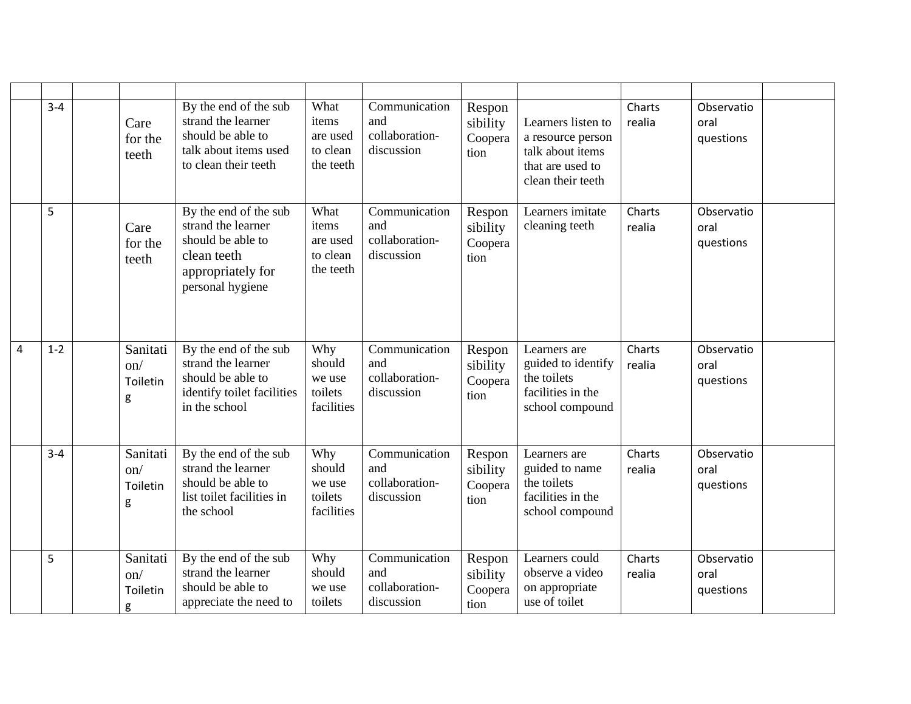| | | | | | | | | | | | |
|---|---|---|---|---|---|---|---|---|---|---|---|
| | 3-4 | | Care for the teeth | By the end of the sub strand the learner should be able to talk about items used to clean their teeth | What items are used to clean the teeth | Communication and collaboration-discussion | Respon sibility Coopera tion | Learners listen to a resource person talk about items that are used to clean their teeth | Charts realia | Observatio oral questions | |
| | 5 | | Care for the teeth | By the end of the sub strand the learner should be able to clean teeth appropriately for personal hygiene | What items are used to clean the teeth | Communication and collaboration-discussion | Respon sibility Coopera tion | Learners imitate cleaning teeth | Charts realia | Observatio oral questions | |
| 4 | 1-2 | | Sanitati on/ Toiletin g | By the end of the sub strand the learner should be able to identify toilet facilities in the school | Why should we use toilets facilities | Communication and collaboration-discussion | Respon sibility Coopera tion | Learners are guided to identify the toilets facilities in the school compound | Charts realia | Observatio oral questions | |
| | 3-4 | | Sanitati on/ Toiletin g | By the end of the sub strand the learner should be able to list toilet facilities in the school | Why should we use toilets facilities | Communication and collaboration-discussion | Respon sibility Coopera tion | Learners are guided to name the toilets facilities in the school compound | Charts realia | Observatio oral questions | |
| | 5 | | Sanitati on/ Toiletin g | By the end of the sub strand the learner should be able to appreciate the need to | Why should we use toilets | Communication and collaboration-discussion | Respon sibility Coopera tion | Learners could observe a video on appropriate use of toilet | Charts realia | Observatio oral questions | |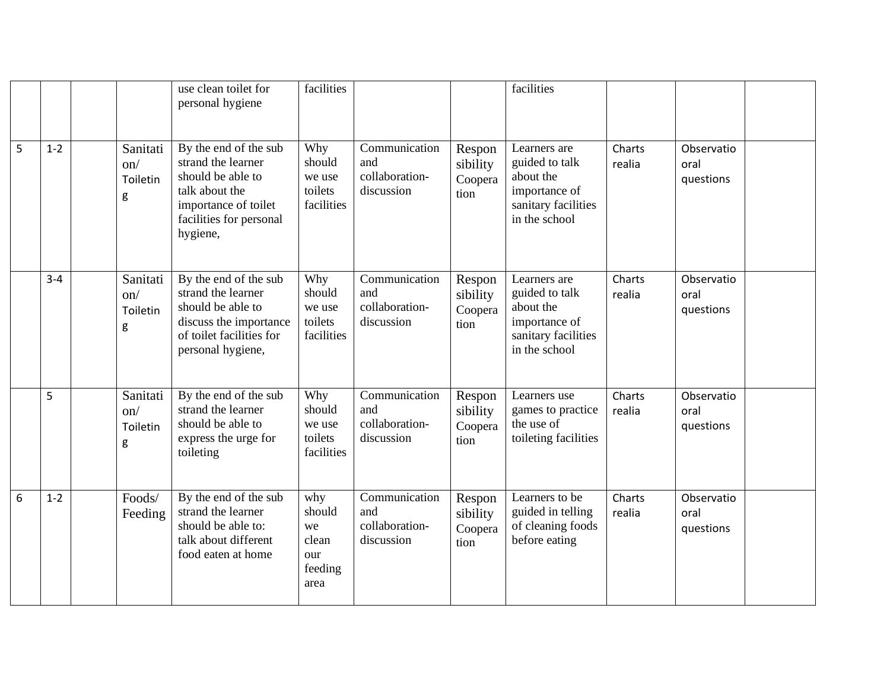| | | | | | | | | | | | |
|---|---|---|---|---|---|---|---|---|---|---|---|
| | | | | use clean toilet for personal hygiene | facilities | | | facilities | | | |
| 5 | 1-2 | | Sanitation/ Toileting | By the end of the sub strand the learner should be able to talk about the importance of toilet facilities for personal hygiene, | Why should we use toilets facilities | Communication and collaboration-discussion | Responsibility Cooperation | Learners are guided to talk about the importance of sanitary facilities in the school | Charts realia | Observatio oral questions | |
| | 3-4 | | Sanitation/ Toileting | By the end of the sub strand the learner should be able to discuss the importance of toilet facilities for personal hygiene, | Why should we use toilets facilities | Communication and collaboration-discussion | Responsibility Cooperation | Learners are guided to talk about the importance of sanitary facilities in the school | Charts realia | Observatio oral questions | |
| | 5 | | Sanitation/ Toileting | By the end of the sub strand the learner should be able to express the urge for toileting | Why should we use toilets facilities | Communication and collaboration-discussion | Responsibility Cooperation | Learners use games to practice the use of toileting facilities | Charts realia | Observatio oral questions | |
| 6 | 1-2 | | Foods/ Feeding | By the end of the sub strand the learner should be able to: talk about different food eaten at home | why should we clean our feeding area | Communication and collaboration-discussion | Responsibility Cooperation | Learners to be guided in telling of cleaning foods before eating | Charts realia | Observatio oral questions | |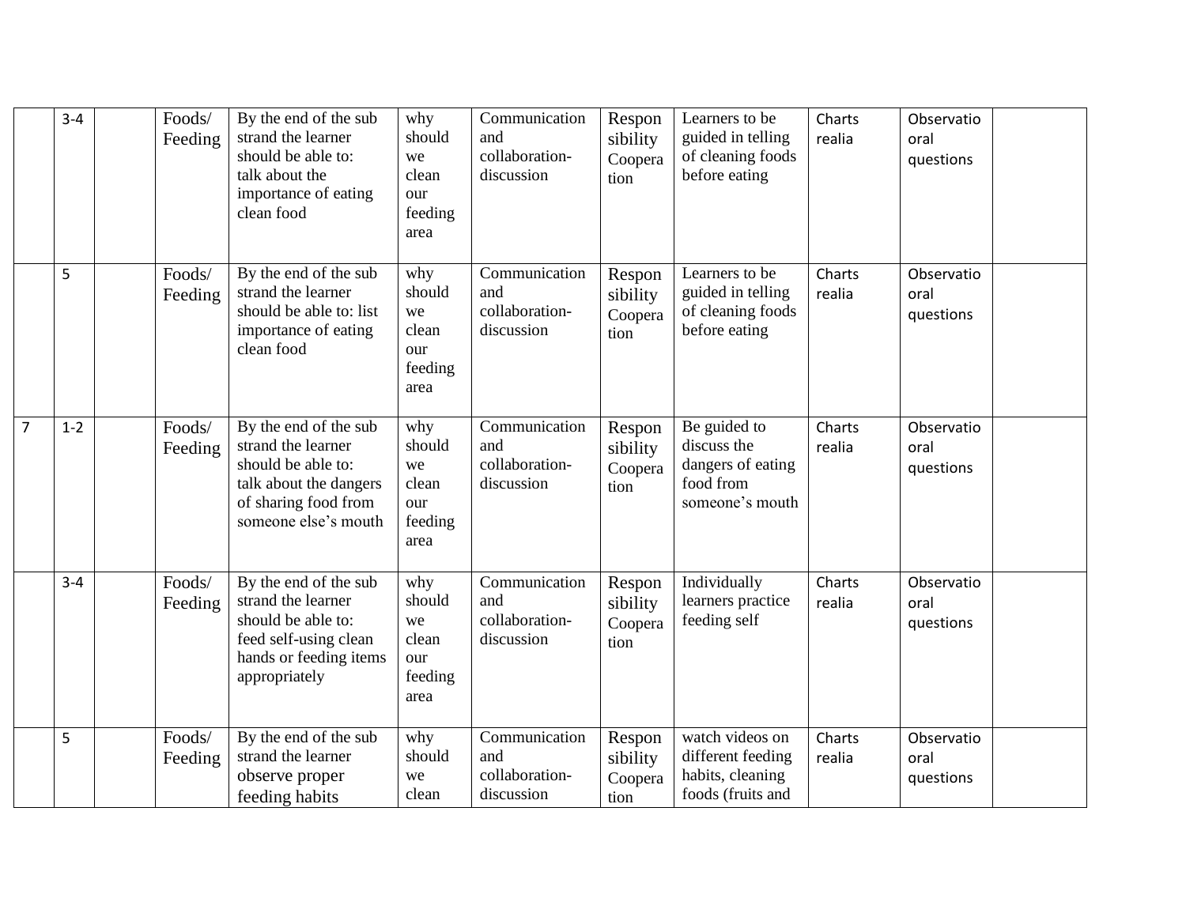| | | | | | | | | | | | |
|---|---|---|---|---|---|---|---|---|---|---|---|
| | 3-4 | | Foods/ Feeding | By the end of the sub strand the learner should be able to: talk about the importance of eating clean food | why should we clean our feeding area | Communication and collaboration- discussion | Respon sibility Coopera tion | Learners to be guided in telling of cleaning foods before eating | Charts realia | Observatio oral questions | |
| | 5 | | Foods/ Feeding | By the end of the sub strand the learner should be able to: list importance of eating clean food | why should we clean our feeding area | Communication and collaboration- discussion | Respon sibility Coopera tion | Learners to be guided in telling of cleaning foods before eating | Charts realia | Observatio oral questions | |
| 7 | 1-2 | | Foods/ Feeding | By the end of the sub strand the learner should be able to: talk about the dangers of sharing food from someone else's mouth | why should we clean our feeding area | Communication and collaboration- discussion | Respon sibility Coopera tion | Be guided to discuss the dangers of eating food from someone's mouth | Charts realia | Observatio oral questions | |
| | 3-4 | | Foods/ Feeding | By the end of the sub strand the learner should be able to: feed self-using clean hands or feeding items appropriately | why should we clean our feeding area | Communication and collaboration- discussion | Respon sibility Coopera tion | Individually learners practice feeding self | Charts realia | Observatio oral questions | |
| | 5 | | Foods/ Feeding | By the end of the sub strand the learner observe proper feeding habits | why should we clean | Communication and collaboration- discussion | Respon sibility Coopera tion | watch videos on different feeding habits, cleaning foods (fruits and | Charts realia | Observatio oral questions | |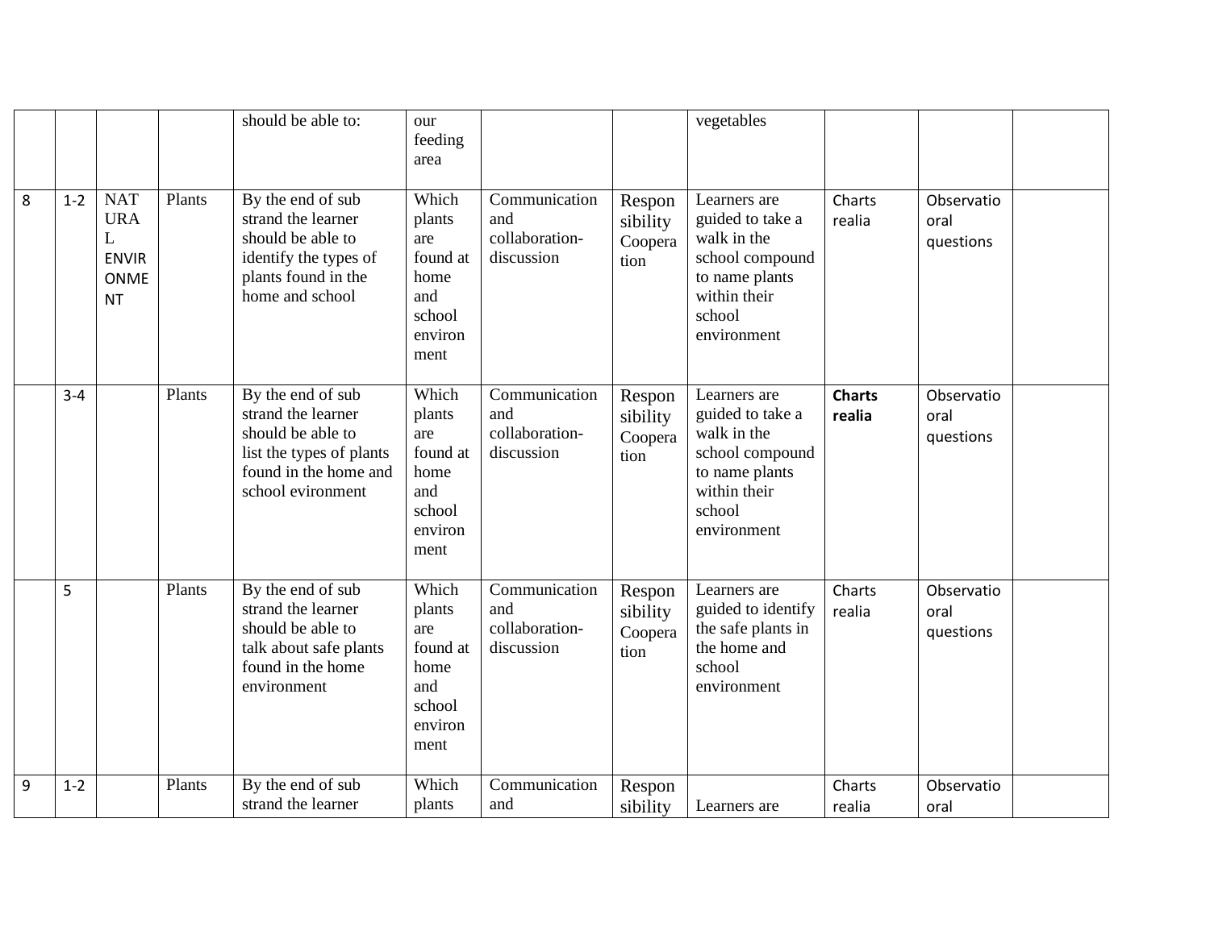|  |  |  |  | should be able to: | our feeding area |  |  | vegetables |  |  |  |
|---|---|---|---|---|---|---|---|---|---|---|---|
| 8 | 1-2 | NATURAL ENVIRONMENT | Plants | By the end of sub strand the learner should be able to identify the types of plants found in the home and school | Which plants are found at home and school environment | Communication and collaboration-discussion | Responsibility Cooperation | Learners are guided to take a walk in the school compound to name plants within their school environment | Charts realia | Observatio oral questions |  |
|  | 3-4 |  | Plants | By the end of sub strand the learner should be able to list the types of plants found in the home and school evironment | Which plants are found at home and school environment | Communication and collaboration-discussion | Responsibility Cooperation | Learners are guided to take a walk in the school compound to name plants within their school environment | **Charts realia** | Observatio oral questions |  |
|  | 5 |  | Plants | By the end of sub strand the learner should be able to talk about safe plants found in the home environment | Which plants are found at home and school environment | Communication and collaboration-discussion | Responsibility Cooperation | Learners are guided to identify the safe plants in the home and school environment | Charts realia | Observatio oral questions |  |
| 9 | 1-2 |  | Plants | By the end of sub strand the learner | Which plants | Communication and | Responsibility | Learners are | Charts realia | Observatio oral |  |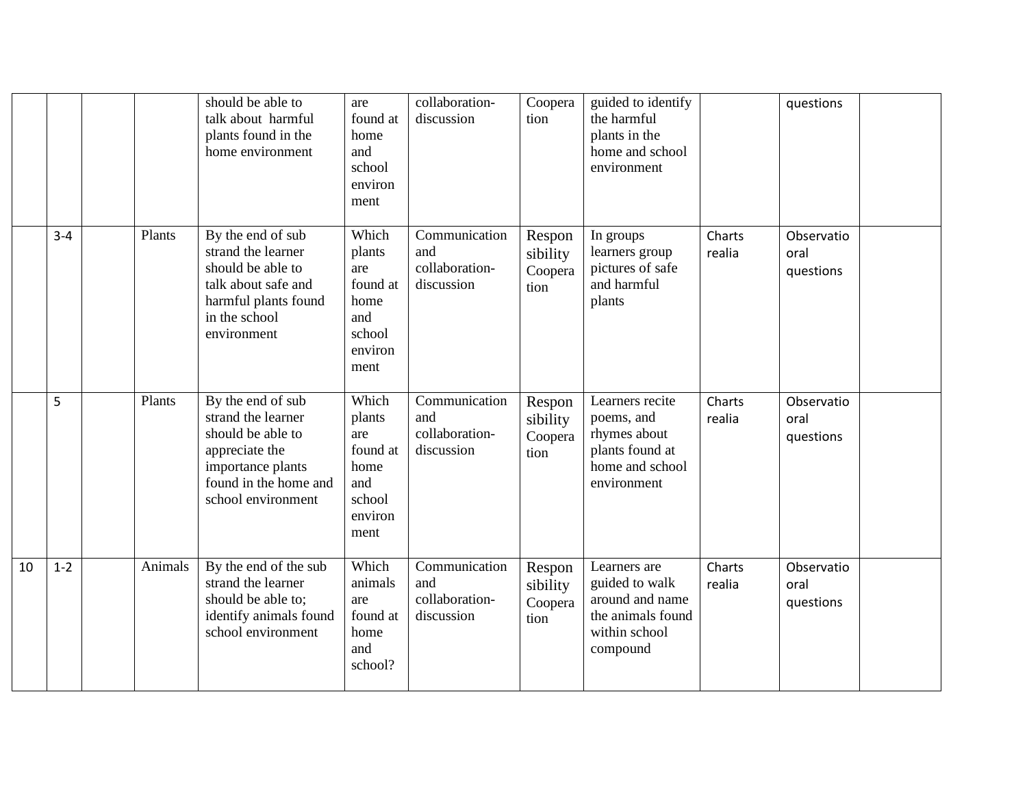| | | | | should be able to talk about harmful plants found in the home environment | are found at home and school environment | collaboration-discussion | Cooperation | guided to identify the harmful plants in the home and school environment | | questions | |
|---|---|---|---|---|---|---|---|---|---|---|---|
| | 3-4 | | Plants | By the end of sub strand the learner should be able to talk about safe and harmful plants found in the school environment | Which plants are found at home and school environment | Communication and collaboration-discussion | Responsibility Cooperation | In groups learners group pictures of safe and harmful plants | Charts realia | Observatio oral questions | |
| | 5 | | Plants | By the end of sub strand the learner should be able to appreciate the importance plants found in the home and school environment | Which plants are found at home and school environment | Communication and collaboration-discussion | Responsibility Cooperation | Learners recite poems, and rhymes about plants found at home and school environment | Charts realia | Observatio oral questions | |
| 10 | 1-2 | | Animals | By the end of the sub strand the learner should be able to; identify animals found school environment | Which animals are found at home and school? | Communication and collaboration-discussion | Responsibility Cooperation | Learners are guided to walk around and name the animals found within school compound | Charts realia | Observatio oral questions | |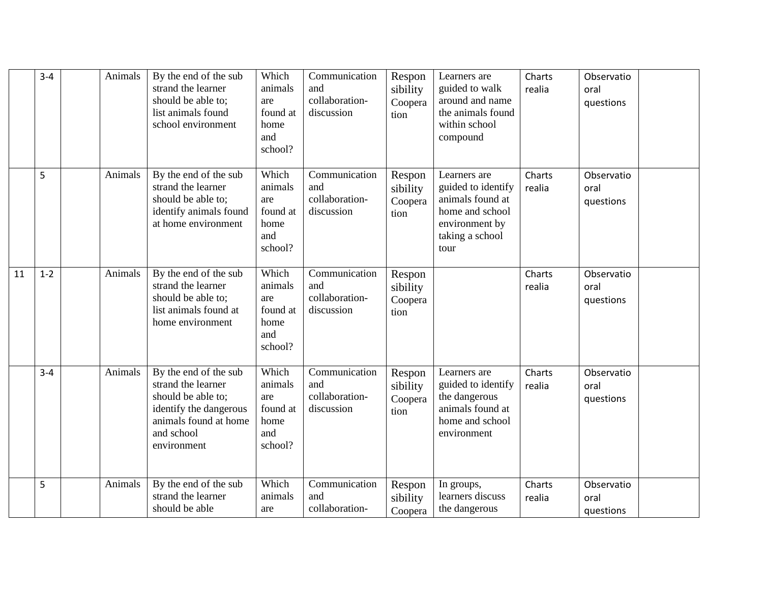| | | | | | | | | | | | |
|---|---|---|---|---|---|---|---|---|---|---|---|
| | 3-4 | | Animals | By the end of the sub strand the learner should be able to; list animals found school environment | Which animals are found at home and school? | Communication and collaboration-discussion | Responsibility Cooperation | Learners are guided to walk around and name the animals found within school compound | Charts realia | Observatio oral questions | |
| | 5 | | Animals | By the end of the sub strand the learner should be able to; identify animals found at home environment | Which animals are found at home and school? | Communication and collaboration-discussion | Responsibility Cooperation | Learners are guided to identify animals found at home and school environment by taking a school tour | Charts realia | Observatio oral questions | |
| 11 | 1-2 | | Animals | By the end of the sub strand the learner should be able to; list animals found at home environment | Which animals are found at home and school? | Communication and collaboration-discussion | Responsibility Cooperation | | Charts realia | Observatio oral questions | |
| | 3-4 | | Animals | By the end of the sub strand the learner should be able to; identify the dangerous animals found at home and school environment | Which animals are found at home and school? | Communication and collaboration-discussion | Responsibility Cooperation | Learners are guided to identify the dangerous animals found at home and school environment | Charts realia | Observatio oral questions | |
| | 5 | | Animals | By the end of the sub strand the learner should be able | Which animals are | Communication and collaboration- | Responsibility Coopera | In groups, learners discuss the dangerous | Charts realia | Observatio oral questions | |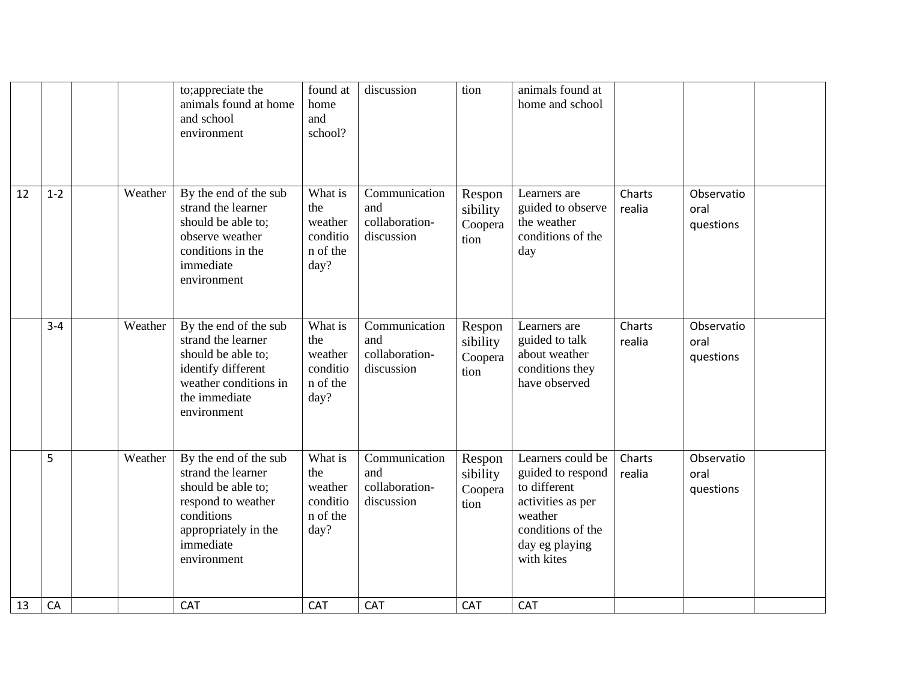| | | | | to;appreciate the animals found at home and school environment | found at home and school? | discussion | tion | animals found at home and school | | | |
|---|---|---|---|---|---|---|---|---|---|---|---|
| 12 | 1-2 | | Weather | By the end of the sub strand the learner should be able to; observe weather conditions in the immediate environment | What is the weather condition of the day? | Communication and collaboration-discussion | Responsibility Cooperation | Learners are guided to observe the weather conditions of the day | Charts realia | Observatio oral questions | |
| | 3-4 | | Weather | By the end of the sub strand the learner should be able to; identify different weather conditions in the immediate environment | What is the weather condition of the day? | Communication and collaboration-discussion | Responsibility Cooperation | Learners are guided to talk about weather conditions they have observed | Charts realia | Observatio oral questions | |
| | 5 | | Weather | By the end of the sub strand the learner should be able to; respond to weather conditions appropriately in the immediate environment | What is the weather condition of the day? | Communication and collaboration-discussion | Responsibility Cooperation | Learners could be guided to respond to different activities as per weather conditions of the day eg playing with kites | Charts realia | Observatio oral questions | |
| 13 | CA | | | CAT | CAT | CAT | CAT | CAT | | | |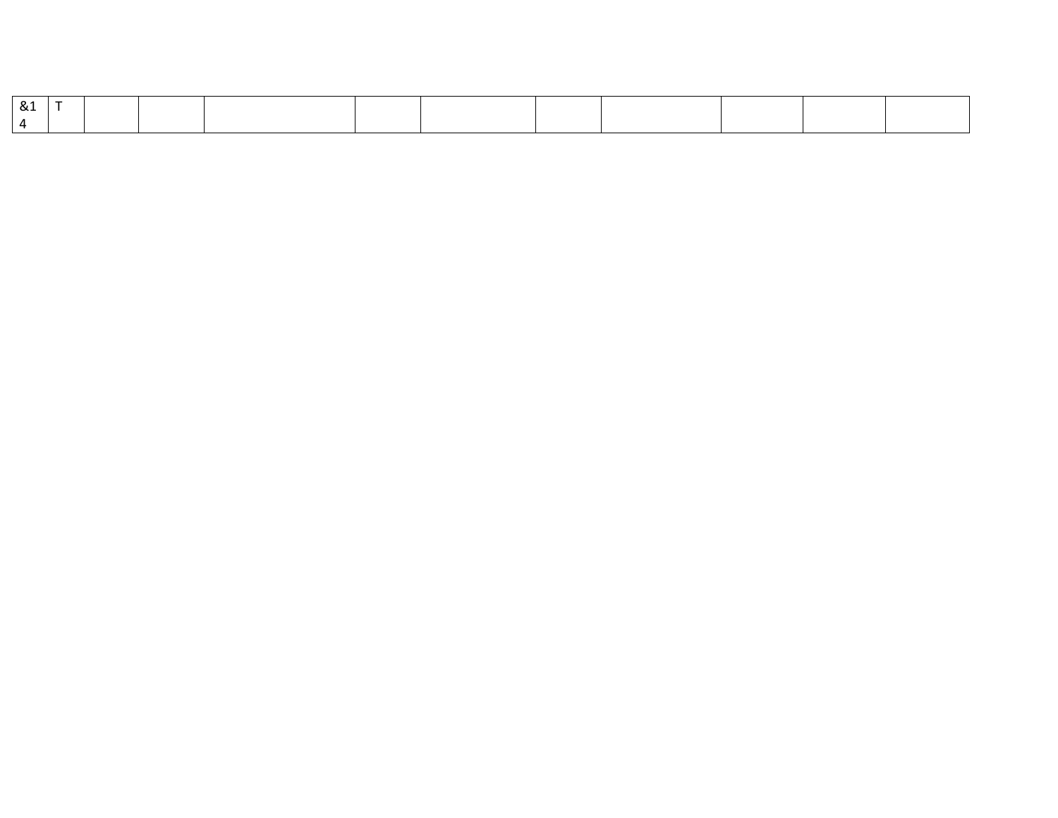| | | | | | | | | | | | |
|---|---|---|---|---|---|---|---|---|---|---|---|
| &14 | T | | | | | | | | | | |